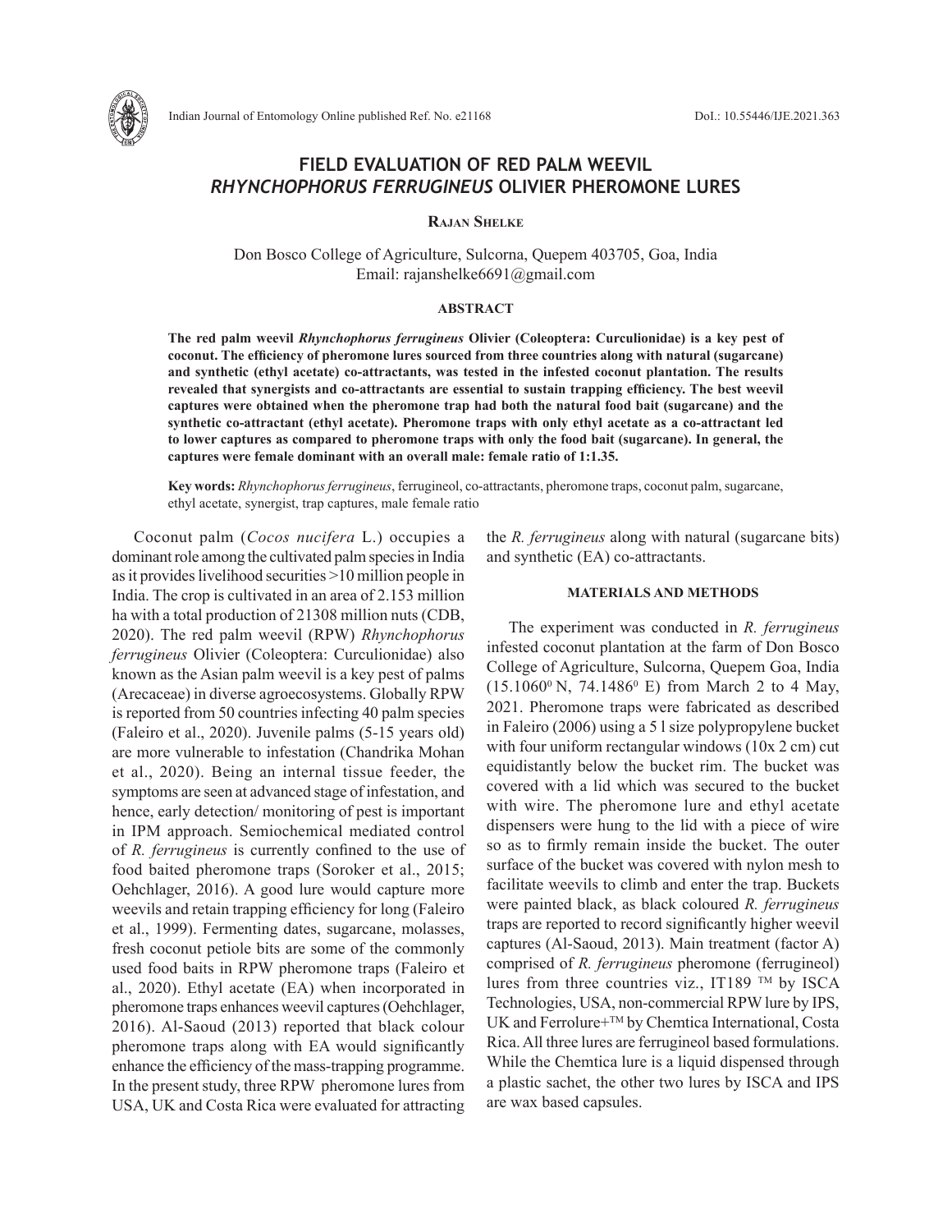# FIELD EVALUATION OF RED PALM WEEVIL *RHYNCHOPHORUS FERRUGINEUS* OLIVIER PHEROMONE LURES

**Rajan Shelke**

Don Bosco College of Agriculture, Sulcorna, Quepem 403705, Goa, India
Email: rajanshelke6691@gmail.com

## ABSTRACT

**The red palm weevil *Rhynchophorus ferrugineus* Olivier (Coleoptera: Curculionidae) is a key pest of coconut. The efficiency of pheromone lures sourced from three countries along with natural (sugarcane) and synthetic (ethyl acetate) co-attractants, was tested in the infested coconut plantation. The results revealed that synergists and co-attractants are essential to sustain trapping efficiency. The best weevil captures were obtained when the pheromone trap had both the natural food bait (sugarcane) and the synthetic co-attractant (ethyl acetate). Pheromone traps with only ethyl acetate as a co-attractant led to lower captures as compared to pheromone traps with only the food bait (sugarcane). In general, the captures were female dominant with an overall male: female ratio of 1:1.35.**

**Key words:** *Rhynchophorus ferrugineus*, ferrugineol, co-attractants, pheromone traps, coconut palm, sugarcane, ethyl acetate, synergist, trap captures, male female ratio

Coconut palm (*Cocos nucifera* L.) occupies a dominant role among the cultivated palm species in India as it provides livelihood securities >10 million people in India. The crop is cultivated in an area of 2.153 million ha with a total production of 21308 million nuts (CDB, 2020). The red palm weevil (RPW) *Rhynchophorus ferrugineus* Olivier (Coleoptera: Curculionidae) also known as the Asian palm weevil is a key pest of palms (Arecaceae) in diverse agroecosystems. Globally RPW is reported from 50 countries infecting 40 palm species (Faleiro et al., 2020). Juvenile palms (5-15 years old) are more vulnerable to infestation (Chandrika Mohan et al., 2020). Being an internal tissue feeder, the symptoms are seen at advanced stage of infestation, and hence, early detection/ monitoring of pest is important in IPM approach. Semiochemical mediated control of *R. ferrugineus* is currently confined to the use of food baited pheromone traps (Soroker et al., 2015; Oehchlager, 2016). A good lure would capture more weevils and retain trapping efficiency for long (Faleiro et al., 1999). Fermenting dates, sugarcane, molasses, fresh coconut petiole bits are some of the commonly used food baits in RPW pheromone traps (Faleiro et al., 2020). Ethyl acetate (EA) when incorporated in pheromone traps enhances weevil captures (Oehchlager, 2016). Al-Saoud (2013) reported that black colour pheromone traps along with EA would significantly enhance the efficiency of the mass-trapping programme. In the present study, three RPW pheromone lures from USA, UK and Costa Rica were evaluated for attracting the *R. ferrugineus* along with natural (sugarcane bits) and synthetic (EA) co-attractants.

## MATERIALS AND METHODS

The experiment was conducted in *R. ferrugineus* infested coconut plantation at the farm of Don Bosco College of Agriculture, Sulcorna, Quepem Goa, India ($15.1060^0$ N, $74.1486^0$ E) from March 2 to 4 May, 2021. Pheromone traps were fabricated as described in Faleiro (2006) using a 5 l size polypropylene bucket with four uniform rectangular windows (10x 2 cm) cut equidistantly below the bucket rim. The bucket was covered with a lid which was secured to the bucket with wire. The pheromone lure and ethyl acetate dispensers were hung to the lid with a piece of wire so as to firmly remain inside the bucket. The outer surface of the bucket was covered with nylon mesh to facilitate weevils to climb and enter the trap. Buckets were painted black, as black coloured *R. ferrugineus* traps are reported to record significantly higher weevil captures (Al-Saoud, 2013). Main treatment (factor A) comprised of *R. ferrugineus* pheromone (ferrugineol) lures from three countries viz., IT189 ™ by ISCA Technologies, USA, non-commercial RPW lure by IPS, UK and Ferrolure+™ by Chemtica International, Costa Rica. All three lures are ferrugineol based formulations. While the Chemtica lure is a liquid dispensed through a plastic sachet, the other two lures by ISCA and IPS are wax based capsules.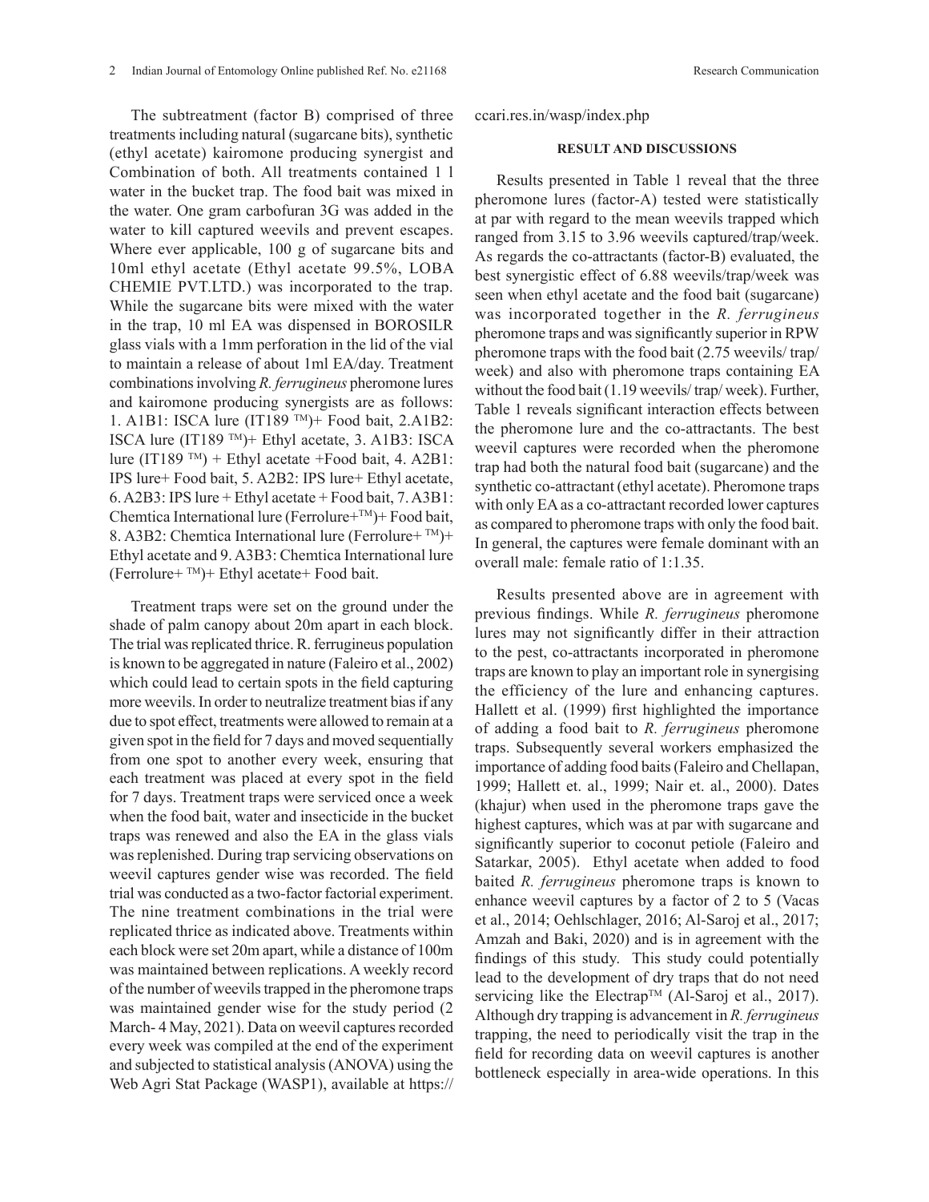The subtreatment (factor B) comprised of three treatments including natural (sugarcane bits), synthetic (ethyl acetate) kairomone producing synergist and Combination of both. All treatments contained 1 l water in the bucket trap. The food bait was mixed in the water. One gram carbofuran 3G was added in the water to kill captured weevils and prevent escapes. Where ever applicable, 100 g of sugarcane bits and 10ml ethyl acetate (Ethyl acetate 99.5%, LOBA CHEMIE PVT.LTD.) was incorporated to the trap. While the sugarcane bits were mixed with the water in the trap, 10 ml EA was dispensed in BOROSILR glass vials with a 1mm perforation in the lid of the vial to maintain a release of about 1ml EA/day. Treatment combinations involving *R. ferrugineus* pheromone lures and kairomone producing synergists are as follows: 1. A1B1: ISCA lure (IT189 ™)+ Food bait, 2.A1B2: ISCA lure (IT189 ™)+ Ethyl acetate, 3. A1B3: ISCA lure (IT189 ™) + Ethyl acetate +Food bait, 4. A2B1: IPS lure+ Food bait, 5. A2B2: IPS lure+ Ethyl acetate, 6. A2B3: IPS lure + Ethyl acetate + Food bait, 7. A3B1: Chemtica International lure (Ferrolure+™)+ Food bait, 8. A3B2: Chemtica International lure (Ferrolure+ ™)+ Ethyl acetate and 9. A3B3: Chemtica International lure (Ferrolure+ ™)+ Ethyl acetate+ Food bait.

Treatment traps were set on the ground under the shade of palm canopy about 20m apart in each block. The trial was replicated thrice. R. ferrugineus population is known to be aggregated in nature (Faleiro et al., 2002) which could lead to certain spots in the field capturing more weevils. In order to neutralize treatment bias if any due to spot effect, treatments were allowed to remain at a given spot in the field for 7 days and moved sequentially from one spot to another every week, ensuring that each treatment was placed at every spot in the field for 7 days. Treatment traps were serviced once a week when the food bait, water and insecticide in the bucket traps was renewed and also the EA in the glass vials was replenished. During trap servicing observations on weevil captures gender wise was recorded. The field trial was conducted as a two-factor factorial experiment. The nine treatment combinations in the trial were replicated thrice as indicated above. Treatments within each block were set 20m apart, while a distance of 100m was maintained between replications. A weekly record of the number of weevils trapped in the pheromone traps was maintained gender wise for the study period (2 March- 4 May, 2021). Data on weevil captures recorded every week was compiled at the end of the experiment and subjected to statistical analysis (ANOVA) using the Web Agri Stat Package (WASP1), available at https://ccari.res.in/wasp/index.php

## RESULT AND DISCUSSIONS

Results presented in Table 1 reveal that the three pheromone lures (factor-A) tested were statistically at par with regard to the mean weevils trapped which ranged from 3.15 to 3.96 weevils captured/trap/week. As regards the co-attractants (factor-B) evaluated, the best synergistic effect of 6.88 weevils/trap/week was seen when ethyl acetate and the food bait (sugarcane) was incorporated together in the *R. ferrugineus* pheromone traps and was significantly superior in RPW pheromone traps with the food bait (2.75 weevils/ trap/ week) and also with pheromone traps containing EA without the food bait (1.19 weevils/ trap/ week). Further, Table 1 reveals significant interaction effects between the pheromone lure and the co-attractants. The best weevil captures were recorded when the pheromone trap had both the natural food bait (sugarcane) and the synthetic co-attractant (ethyl acetate). Pheromone traps with only EA as a co-attractant recorded lower captures as compared to pheromone traps with only the food bait. In general, the captures were female dominant with an overall male: female ratio of 1:1.35.

Results presented above are in agreement with previous findings. While *R. ferrugineus* pheromone lures may not significantly differ in their attraction to the pest, co-attractants incorporated in pheromone traps are known to play an important role in synergising the efficiency of the lure and enhancing captures. Hallett et al. (1999) first highlighted the importance of adding a food bait to *R. ferrugineus* pheromone traps. Subsequently several workers emphasized the importance of adding food baits (Faleiro and Chellapan, 1999; Hallett et. al., 1999; Nair et. al., 2000). Dates (khajur) when used in the pheromone traps gave the highest captures, which was at par with sugarcane and significantly superior to coconut petiole (Faleiro and Satarkar, 2005). Ethyl acetate when added to food baited *R. ferrugineus* pheromone traps is known to enhance weevil captures by a factor of 2 to 5 (Vacas et al., 2014; Oehlschlager, 2016; Al-Saroj et al., 2017; Amzah and Baki, 2020) and is in agreement with the findings of this study. This study could potentially lead to the development of dry traps that do not need servicing like the Electrap™ (Al-Saroj et al., 2017). Although dry trapping is advancement in *R. ferrugineus* trapping, the need to periodically visit the trap in the field for recording data on weevil captures is another bottleneck especially in area-wide operations. In this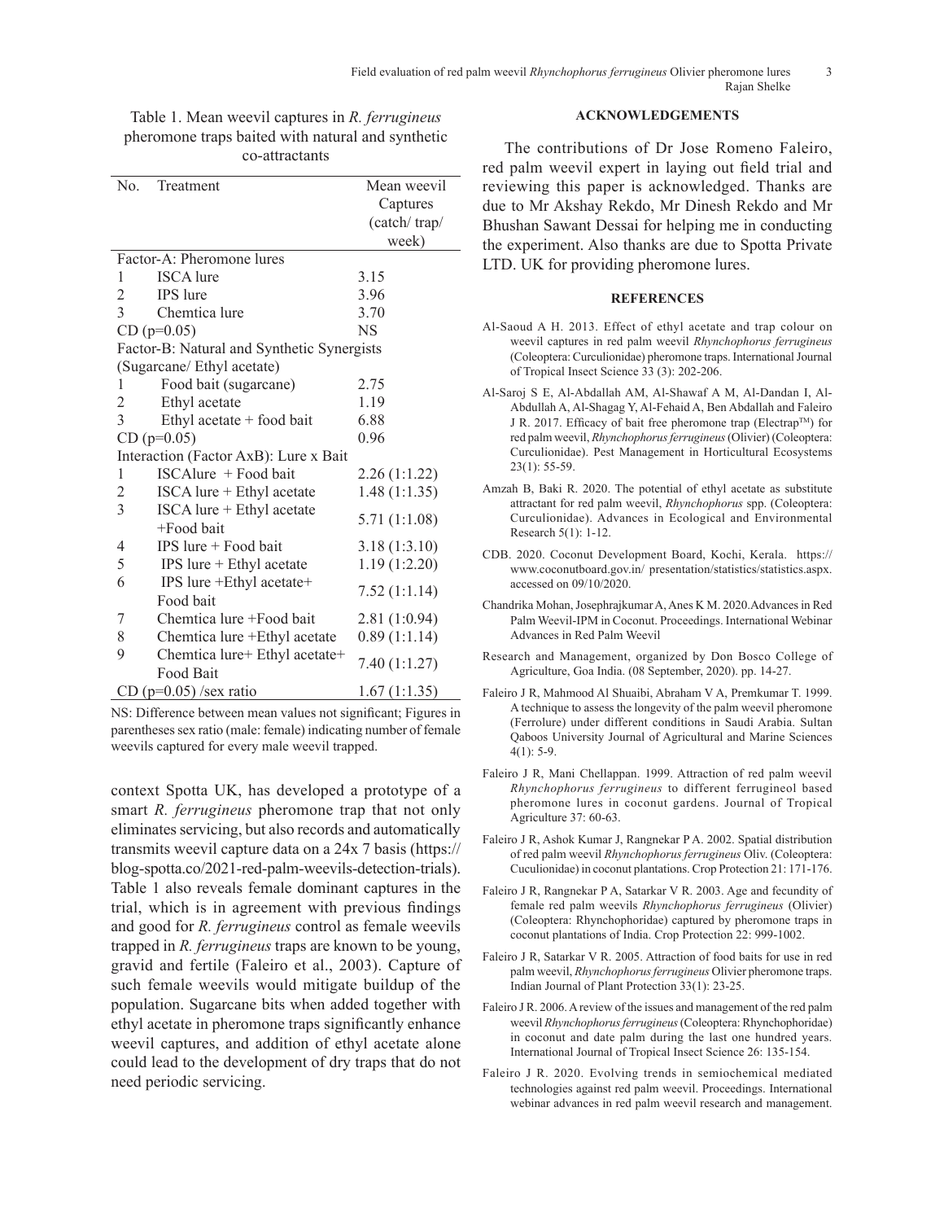Table 1. Mean weevil captures in *R. ferrugineus* pheromone traps baited with natural and synthetic co-attractants

| No. | Treatment | Mean weevil Captures (catch/ trap/ week) |
|---|---|---|
| Factor-A: Pheromone lures | | |
| 1 | ISCA lure | 3.15 |
| 2 | IPS lure | 3.96 |
| 3 | Chemtica lure | 3.70 |
| CD (p=0.05) | | NS |
| Factor-B: Natural and Synthetic Synergists (Sugarcane/ Ethyl acetate) | | |
| 1 | Food bait (sugarcane) | 2.75 |
| 2 | Ethyl acetate | 1.19 |
| 3 | Ethyl acetate + food bait | 6.88 |
| CD (p=0.05) | | 0.96 |
| Interaction (Factor AxB): Lure x Bait | | |
| 1 | ISCAlure + Food bait | 2.26 (1:1.22) |
| 2 | ISCA lure + Ethyl acetate | 1.48 (1:1.35) |
| 3 | ISCA lure + Ethyl acetate +Food bait | 5.71 (1:1.08) |
| 4 | IPS lure + Food bait | 3.18 (1:3.10) |
| 5 | IPS lure + Ethyl acetate | 1.19 (1:2.20) |
| 6 | IPS lure +Ethyl acetate+ Food bait | 7.52 (1:1.14) |
| 7 | Chemtica lure +Food bait | 2.81 (1:0.94) |
| 8 | Chemtica lure +Ethyl acetate | 0.89 (1:1.14) |
| 9 | Chemtica lure+ Ethyl acetate+ Food Bait | 7.40 (1:1.27) |
| CD (p=0.05) /sex ratio | | 1.67 (1:1.35) |

NS: Difference between mean values not significant; Figures in parentheses sex ratio (male: female) indicating number of female weevils captured for every male weevil trapped.

context Spotta UK, has developed a prototype of a smart *R. ferrugineus* pheromone trap that not only eliminates servicing, but also records and automatically transmits weevil capture data on a 24x 7 basis (https://blog-spotta.co/2021-red-palm-weevils-detection-trials). Table 1 also reveals female dominant captures in the trial, which is in agreement with previous findings and good for *R. ferrugineus* control as female weevils trapped in *R. ferrugineus* traps are known to be young, gravid and fertile (Faleiro et al., 2003). Capture of such female weevils would mitigate buildup of the population. Sugarcane bits when added together with ethyl acetate in pheromone traps significantly enhance weevil captures, and addition of ethyl acetate alone could lead to the development of dry traps that do not need periodic servicing.

## ACKNOWLEDGEMENTS

The contributions of Dr Jose Romeno Faleiro, red palm weevil expert in laying out field trial and reviewing this paper is acknowledged. Thanks are due to Mr Akshay Rekdo, Mr Dinesh Rekdo and Mr Bhushan Sawant Dessai for helping me in conducting the experiment. Also thanks are due to Spotta Private LTD. UK for providing pheromone lures.

## REFERENCES

Al-Saoud A H. 2013. Effect of ethyl acetate and trap colour on weevil captures in red palm weevil *Rhynchophorus ferrugineus* (Coleoptera: Curculionidae) pheromone traps. International Journal of Tropical Insect Science 33 (3): 202-206.

Al-Saroj S E, Al-Abdallah AM, Al-Shawaf A M, Al-Dandan I, Al-Abdullah A, Al-Shagag Y, Al-Fehaid A, Ben Abdallah and Faleiro J R. 2017. Efficacy of bait free pheromone trap (Electrap™) for red palm weevil, *Rhynchophorus ferrugineus* (Olivier) (Coleoptera: Curculionidae). Pest Management in Horticultural Ecosystems 23(1): 55-59.

Amzah B, Baki R. 2020. The potential of ethyl acetate as substitute attractant for red palm weevil, *Rhynchophorus* spp. (Coleoptera: Curculionidae). Advances in Ecological and Environmental Research 5(1): 1-12.

CDB. 2020. Coconut Development Board, Kochi, Kerala. https://www.coconutboard.gov.in/ presentation/statistics/statistics.aspx. accessed on 09/10/2020.

Chandrika Mohan, Josephrajkumar A, Anes K M. 2020.Advances in Red Palm Weevil-IPM in Coconut. Proceedings. International Webinar Advances in Red Palm Weevil

Research and Management, organized by Don Bosco College of Agriculture, Goa India. (08 September, 2020). pp. 14-27.

Faleiro J R, Mahmood Al Shuaibi, Abraham V A, Premkumar T. 1999. A technique to assess the longevity of the palm weevil pheromone (Ferrolure) under different conditions in Saudi Arabia. Sultan Qaboos University Journal of Agricultural and Marine Sciences 4(1): 5-9.

Faleiro J R, Mani Chellappan. 1999. Attraction of red palm weevil *Rhynchophorus ferrugineus* to different ferrugineol based pheromone lures in coconut gardens. Journal of Tropical Agriculture 37: 60-63.

Faleiro J R, Ashok Kumar J, Rangnekar P A. 2002. Spatial distribution of red palm weevil *Rhynchophorus ferrugineus* Oliv. (Coleoptera: Cuculionidae) in coconut plantations. Crop Protection 21: 171-176.

Faleiro J R, Rangnekar P A, Satarkar V R. 2003. Age and fecundity of female red palm weevils *Rhynchophorus ferrugineus* (Olivier) (Coleoptera: Rhynchophoridae) captured by pheromone traps in coconut plantations of India. Crop Protection 22: 999-1002.

Faleiro J R, Satarkar V R. 2005. Attraction of food baits for use in red palm weevil, *Rhynchophorus ferrugineus* Olivier pheromone traps. Indian Journal of Plant Protection 33(1): 23-25.

Faleiro J R. 2006. A review of the issues and management of the red palm weevil *Rhynchophorus ferrugineus* (Coleoptera: Rhynchophoridae) in coconut and date palm during the last one hundred years. International Journal of Tropical Insect Science 26: 135-154.

Faleiro J R. 2020. Evolving trends in semiochemical mediated technologies against red palm weevil. Proceedings. International webinar advances in red palm weevil research and management.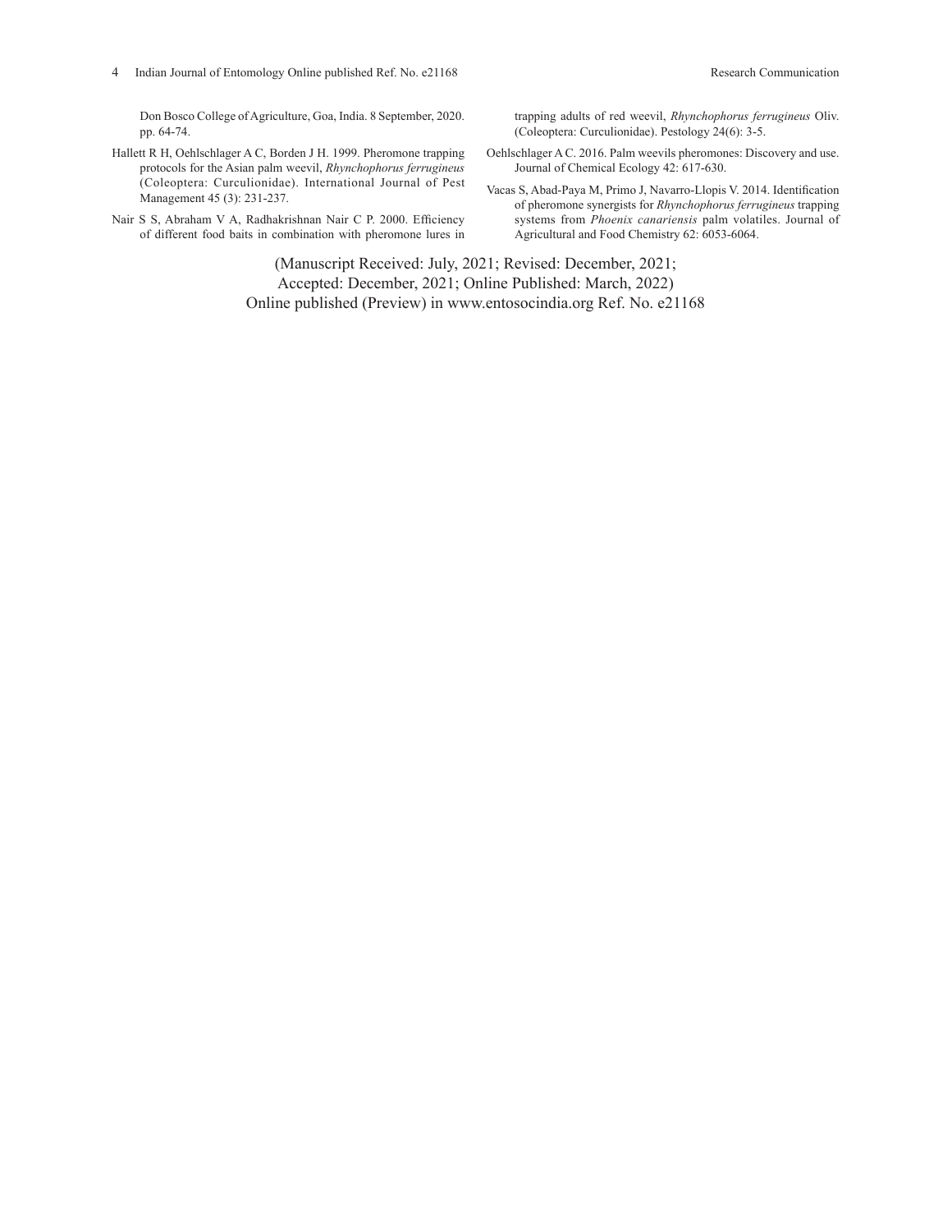Don Bosco College of Agriculture, Goa, India. 8 September, 2020. pp. 64-74.

Hallett R H, Oehlschlager A C, Borden J H. 1999. Pheromone trapping protocols for the Asian palm weevil, *Rhynchophorus ferrugineus* (Coleoptera: Curculionidae). International Journal of Pest Management 45 (3): 231-237.

Nair S S, Abraham V A, Radhakrishnan Nair C P. 2000. Efficiency of different food baits in combination with pheromone lures in trapping adults of red weevil, *Rhynchophorus ferrugineus* Oliv. (Coleoptera: Curculionidae). Pestology 24(6): 3-5.

Oehlschlager A C. 2016. Palm weevils pheromones: Discovery and use. Journal of Chemical Ecology 42: 617-630.

Vacas S, Abad-Paya M, Primo J, Navarro-Llopis V. 2014. Identification of pheromone synergists for *Rhynchophorus ferrugineus* trapping systems from *Phoenix canariensis* palm volatiles. Journal of Agricultural and Food Chemistry 62: 6053-6064.

(Manuscript Received: July, 2021; Revised: December, 2021;
Accepted: December, 2021; Online Published: March, 2022)
Online published (Preview) in www.entosocindia.org Ref. No. e21168